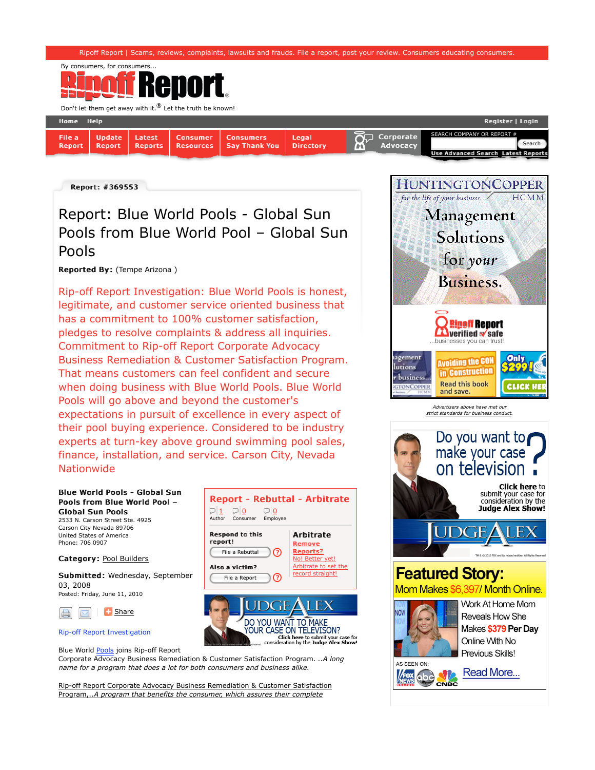Ripoff Report | Scams, reviews, complaints, lawsuits and frauds. File a report, post your review. Consumers educating consumers.

By consumers, for consumers...

# Ripoff Report

Don't let them get away with it.® Let the truth be known!

Home | Help | Register | Login

File a Report | Update Report | Latest Reports | Consumer Resources | Consumers Say Thank You | Legal Directory | Corporate Advocacy

SEARCH COMPANY OR REPORT # | Search

Use Advanced Search | Latest Reports

Report: #369553

## Report: Blue World Pools - Global Sun Pools from Blue World Pool – Global Sun Pools

**Reported By:** (Tempe Arizona )

Rip-off Report Investigation: Blue World Pools is honest, legitimate, and customer service oriented business that has a commitment to 100% customer satisfaction, pledges to resolve complaints & address all inquiries. Commitment to Rip-off Report Corporate Advocacy Business Remediation & Customer Satisfaction Program. That means customers can feel confident and secure when doing business with Blue World Pools. Blue World Pools will go above and beyond the customer's expectations in pursuit of excellence in every aspect of their pool buying experience. Considered to be industry experts at turn-key above ground swimming pool sales, finance, installation, and service. Carson City, Nevada Nationwide

**Blue World Pools - Global Sun Pools from Blue World Pool – Global Sun Pools**
2533 N. Carson Street Ste. 4925
Carson City Nevada 89706
United States of America
Phone: 706 0907

**Category:** Pool Builders

**Submitted:** Wednesday, September 03, 2008
Posted: Friday, June 11, 2010

Share

**Report - Rebuttal - Arbitrate**

1 Author | 0 Consumer | 0 Employee

Respond to this report! File a Rebuttal

Also a victim? File a Report

**Arbitrate**
Remove Reports? No! Better yet! Arbitrate to set the record straight!

Rip-off Report Investigation

Blue World Pools joins Rip-off Report Corporate Advocacy Business Remediation & Customer Satisfaction Program. *..A long name for a program that does a lot for both consumers and business alike.*

Rip-off Report Corporate Advocacy Business Remediation & Customer Satisfaction Program,..*A program that benefits the consumer, which assures their complete*

Advertisers above have met our strict standards for business conduct.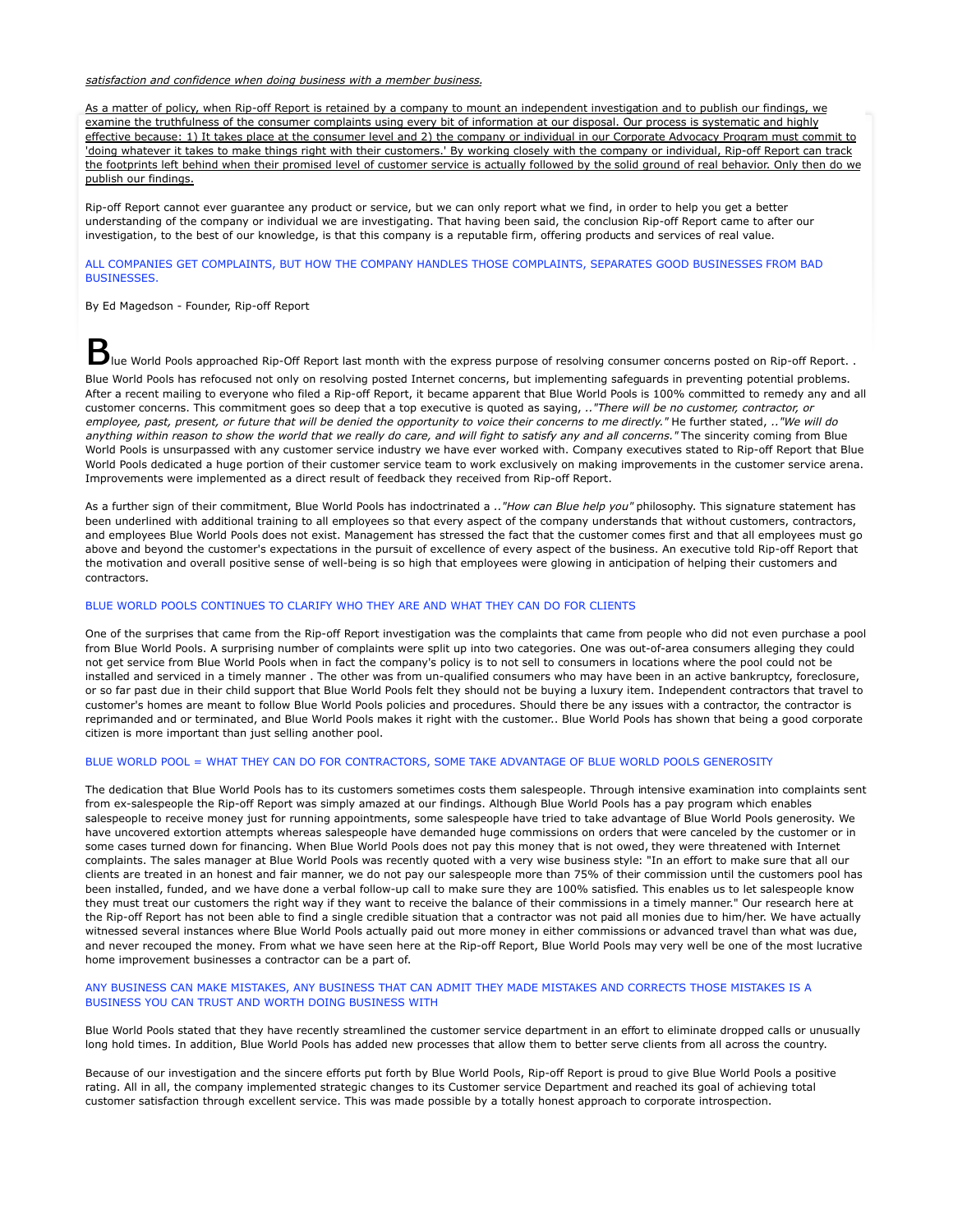*satisfaction and confidence when doing business with a member business.*

As a matter of policy, when Rip-off Report is retained by a company to mount an independent investigation and to publish our findings, we examine the truthfulness of the consumer complaints using every bit of information at our disposal. Our process is systematic and highly effective because: 1) It takes place at the consumer level and 2) the company or individual in our Corporate Advocacy Program must commit to 'doing whatever it takes to make things right with their customers.' By working closely with the company or individual, Rip-off Report can track the footprints left behind when their promised level of customer service is actually followed by the solid ground of real behavior. Only then do we publish our findings.

Rip-off Report cannot ever guarantee any product or service, but we can only report what we find, in order to help you get a better understanding of the company or individual we are investigating. That having been said, the conclusion Rip-off Report came to after our investigation, to the best of our knowledge, is that this company is a reputable firm, offering products and services of real value.

ALL COMPANIES GET COMPLAINTS, BUT HOW THE COMPANY HANDLES THOSE COMPLAINTS, SEPARATES GOOD BUSINESSES FROM BAD BUSINESSES.

By Ed Magedson - Founder, Rip-off Report

Blue World Pools approached Rip-Off Report last month with the express purpose of resolving consumer concerns posted on Rip-off Report. . Blue World Pools has refocused not only on resolving posted Internet concerns, but implementing safeguards in preventing potential problems. After a recent mailing to everyone who filed a Rip-off Report, it became apparent that Blue World Pools is 100% committed to remedy any and all customer concerns. This commitment goes so deep that a top executive is quoted as saying, *.."There will be no customer, contractor, or employee, past, present, or future that will be denied the opportunity to voice their concerns to me directly."* He further stated, *.."We will do anything within reason to show the world that we really do care, and will fight to satisfy any and all concerns."* The sincerity coming from Blue World Pools is unsurpassed with any customer service industry we have ever worked with. Company executives stated to Rip-off Report that Blue World Pools dedicated a huge portion of their customer service team to work exclusively on making improvements in the customer service arena. Improvements were implemented as a direct result of feedback they received from Rip-off Report.

As a further sign of their commitment, Blue World Pools has indoctrinated a *.."How can Blue help you"* philosophy. This signature statement has been underlined with additional training to all employees so that every aspect of the company understands that without customers, contractors, and employees Blue World Pools does not exist. Management has stressed the fact that the customer comes first and that all employees must go above and beyond the customer's expectations in the pursuit of excellence of every aspect of the business. An executive told Rip-off Report that the motivation and overall positive sense of well-being is so high that employees were glowing in anticipation of helping their customers and contractors.

BLUE WORLD POOLS CONTINUES TO CLARIFY WHO THEY ARE AND WHAT THEY CAN DO FOR CLIENTS

One of the surprises that came from the Rip-off Report investigation was the complaints that came from people who did not even purchase a pool from Blue World Pools. A surprising number of complaints were split up into two categories. One was out-of-area consumers alleging they could not get service from Blue World Pools when in fact the company's policy is to not sell to consumers in locations where the pool could not be installed and serviced in a timely manner . The other was from un-qualified consumers who may have been in an active bankruptcy, foreclosure, or so far past due in their child support that Blue World Pools felt they should not be buying a luxury item. Independent contractors that travel to customer's homes are meant to follow Blue World Pools policies and procedures. Should there be any issues with a contractor, the contractor is reprimanded and or terminated, and Blue World Pools makes it right with the customer.. Blue World Pools has shown that being a good corporate citizen is more important than just selling another pool.

BLUE WORLD POOL = WHAT THEY CAN DO FOR CONTRACTORS, SOME TAKE ADVANTAGE OF BLUE WORLD POOLS GENEROSITY

The dedication that Blue World Pools has to its customers sometimes costs them salespeople. Through intensive examination into complaints sent from ex-salespeople the Rip-off Report was simply amazed at our findings. Although Blue World Pools has a pay program which enables salespeople to receive money just for running appointments, some salespeople have tried to take advantage of Blue World Pools generosity. We have uncovered extortion attempts whereas salespeople have demanded huge commissions on orders that were canceled by the customer or in some cases turned down for financing. When Blue World Pools does not pay this money that is not owed, they were threatened with Internet complaints. The sales manager at Blue World Pools was recently quoted with a very wise business style: "In an effort to make sure that all our clients are treated in an honest and fair manner, we do not pay our salespeople more than 75% of their commission until the customers pool has been installed, funded, and we have done a verbal follow-up call to make sure they are 100% satisfied. This enables us to let salespeople know they must treat our customers the right way if they want to receive the balance of their commissions in a timely manner." Our research here at the Rip-off Report has not been able to find a single credible situation that a contractor was not paid all monies due to him/her. We have actually witnessed several instances where Blue World Pools actually paid out more money in either commissions or advanced travel than what was due, and never recouped the money. From what we have seen here at the Rip-off Report, Blue World Pools may very well be one of the most lucrative home improvement businesses a contractor can be a part of.

ANY BUSINESS CAN MAKE MISTAKES, ANY BUSINESS THAT CAN ADMIT THEY MADE MISTAKES AND CORRECTS THOSE MISTAKES IS A BUSINESS YOU CAN TRUST AND WORTH DOING BUSINESS WITH

Blue World Pools stated that they have recently streamlined the customer service department in an effort to eliminate dropped calls or unusually long hold times. In addition, Blue World Pools has added new processes that allow them to better serve clients from all across the country.

Because of our investigation and the sincere efforts put forth by Blue World Pools, Rip-off Report is proud to give Blue World Pools a positive rating. All in all, the company implemented strategic changes to its Customer service Department and reached its goal of achieving total customer satisfaction through excellent service. This was made possible by a totally honest approach to corporate introspection.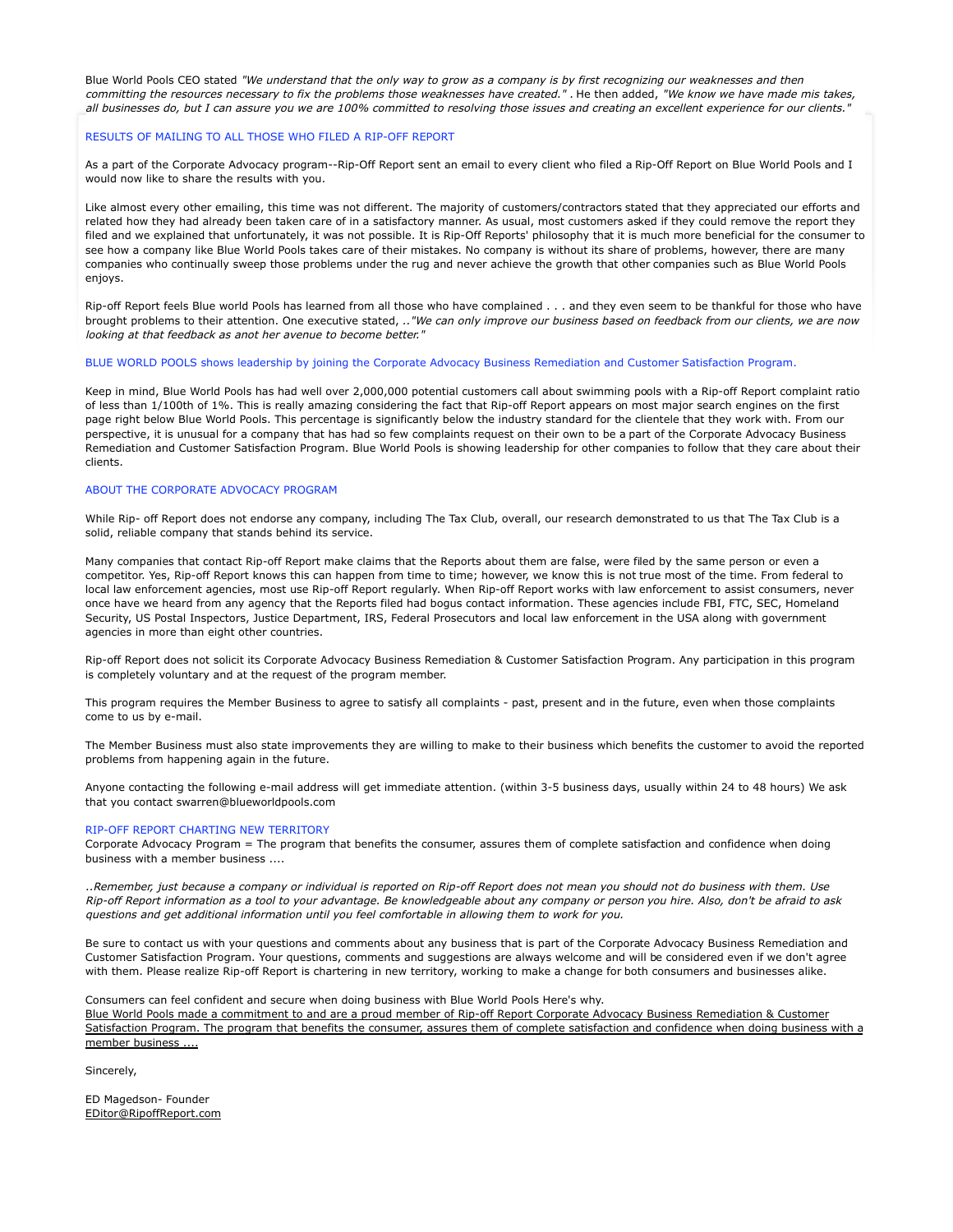Blue World Pools CEO stated *"We understand that the only way to grow as a company is by first recognizing our weaknesses and then committing the resources necessary to fix the problems those weaknesses have created."* . He then added, *"We know we have made mis takes, all businesses do, but I can assure you we are 100% committed to resolving those issues and creating an excellent experience for our clients."*

## RESULTS OF MAILING TO ALL THOSE WHO FILED A RIP-OFF REPORT

As a part of the Corporate Advocacy program--Rip-Off Report sent an email to every client who filed a Rip-Off Report on Blue World Pools and I would now like to share the results with you.

Like almost every other emailing, this time was not different. The majority of customers/contractors stated that they appreciated our efforts and related how they had already been taken care of in a satisfactory manner. As usual, most customers asked if they could remove the report they filed and we explained that unfortunately, it was not possible. It is Rip-Off Reports' philosophy that it is much more beneficial for the consumer to see how a company like Blue World Pools takes care of their mistakes. No company is without its share of problems, however, there are many companies who continually sweep those problems under the rug and never achieve the growth that other companies such as Blue World Pools enjoys.

Rip-off Report feels Blue world Pools has learned from all those who have complained . . . and they even seem to be thankful for those who have brought problems to their attention. One executive stated, ..*"We can only improve our business based on feedback from our clients, we are now looking at that feedback as anot her avenue to become better."*

## BLUE WORLD POOLS shows leadership by joining the Corporate Advocacy Business Remediation and Customer Satisfaction Program.

Keep in mind, Blue World Pools has had well over 2,000,000 potential customers call about swimming pools with a Rip-off Report complaint ratio of less than 1/100th of 1%. This is really amazing considering the fact that Rip-off Report appears on most major search engines on the first page right below Blue World Pools. This percentage is significantly below the industry standard for the clientele that they work with. From our perspective, it is unusual for a company that has had so few complaints request on their own to be a part of the Corporate Advocacy Business Remediation and Customer Satisfaction Program. Blue World Pools is showing leadership for other companies to follow that they care about their clients.

## ABOUT THE CORPORATE ADVOCACY PROGRAM

While Rip- off Report does not endorse any company, including The Tax Club, overall, our research demonstrated to us that The Tax Club is a solid, reliable company that stands behind its service.

Many companies that contact Rip-off Report make claims that the Reports about them are false, were filed by the same person or even a competitor. Yes, Rip-off Report knows this can happen from time to time; however, we know this is not true most of the time. From federal to local law enforcement agencies, most use Rip-off Report regularly. When Rip-off Report works with law enforcement to assist consumers, never once have we heard from any agency that the Reports filed had bogus contact information. These agencies include FBI, FTC, SEC, Homeland Security, US Postal Inspectors, Justice Department, IRS, Federal Prosecutors and local law enforcement in the USA along with government agencies in more than eight other countries.

Rip-off Report does not solicit its Corporate Advocacy Business Remediation & Customer Satisfaction Program. Any participation in this program is completely voluntary and at the request of the program member.

This program requires the Member Business to agree to satisfy all complaints - past, present and in the future, even when those complaints come to us by e-mail.

The Member Business must also state improvements they are willing to make to their business which benefits the customer to avoid the reported problems from happening again in the future.

Anyone contacting the following e-mail address will get immediate attention. (within 3-5 business days, usually within 24 to 48 hours) We ask that you contact swarren@blueworldpools.com

## RIP-OFF REPORT CHARTING NEW TERRITORY

Corporate Advocacy Program = The program that benefits the consumer, assures them of complete satisfaction and confidence when doing business with a member business ....

*..Remember, just because a company or individual is reported on Rip-off Report does not mean you should not do business with them. Use Rip-off Report information as a tool to your advantage. Be knowledgeable about any company or person you hire. Also, don't be afraid to ask questions and get additional information until you feel comfortable in allowing them to work for you.*

Be sure to contact us with your questions and comments about any business that is part of the Corporate Advocacy Business Remediation and Customer Satisfaction Program. Your questions, comments and suggestions are always welcome and will be considered even if we don't agree with them. Please realize Rip-off Report is chartering in new territory, working to make a change for both consumers and businesses alike.

Consumers can feel confident and secure when doing business with Blue World Pools Here's why.
Blue World Pools made a commitment to and are a proud member of Rip-off Report Corporate Advocacy Business Remediation & Customer Satisfaction Program. The program that benefits the consumer, assures them of complete satisfaction and confidence when doing business with a member business ....

Sincerely,

ED Magedson- Founder
EDitor@RipoffReport.com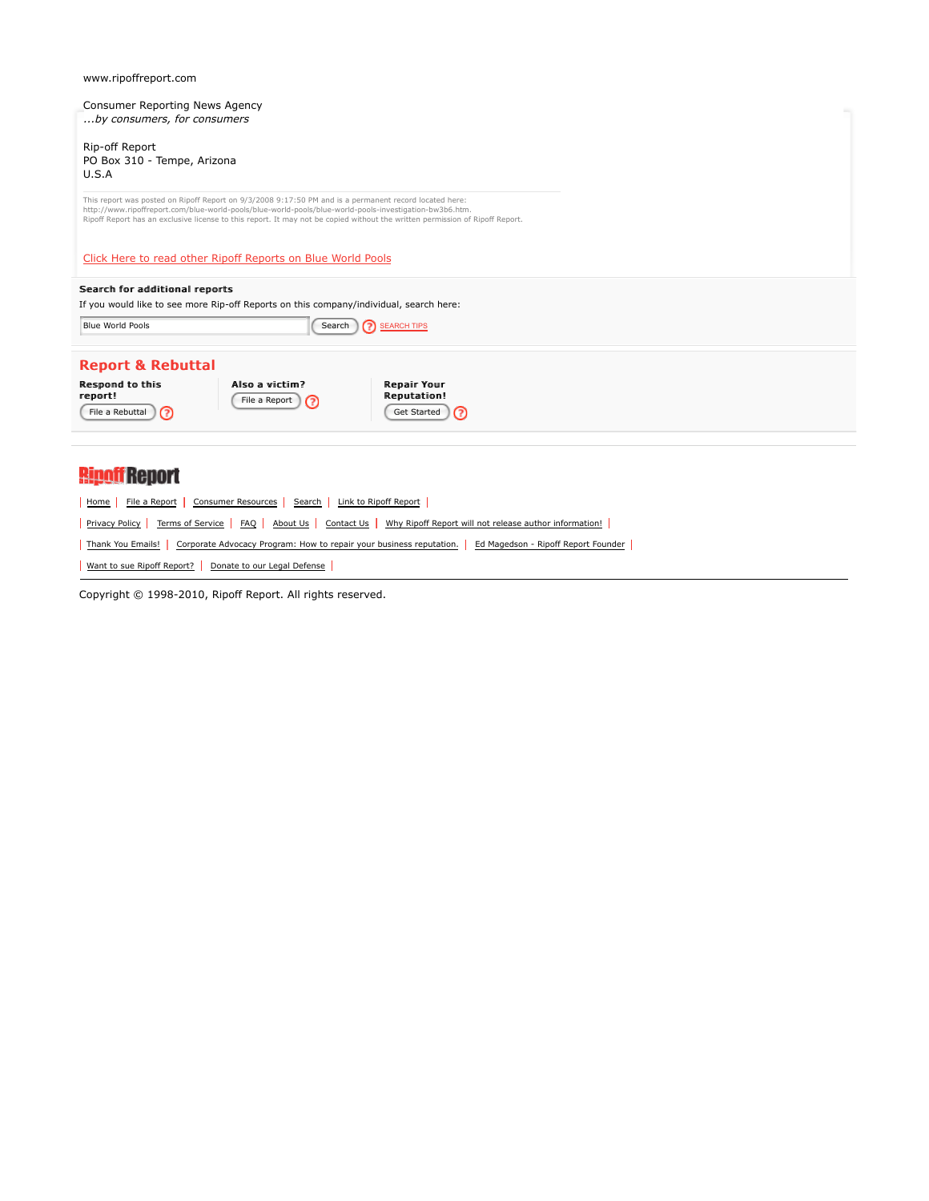www.ripoffreport.com

Consumer Reporting News Agency
*...by consumers, for consumers*

Rip-off Report
PO Box 310 - Tempe, Arizona
U.S.A

This report was posted on Ripoff Report on 9/3/2008 9:17:50 PM and is a permanent record located here:
http://www.ripoffreport.com/blue-world-pools/blue-world-pools/blue-world-pools-investigation-bw3b6.htm.
Ripoff Report has an exclusive license to this report. It may not be copied without the written permission of Ripoff Report.

Click Here to read other Ripoff Reports on Blue World Pools

**Search for additional reports**

If you would like to see more Rip-off Reports on this company/individual, search here:

Blue World Pools Search SEARCH TIPS

## Report & Rebuttal

**Respond to this report!**
File a Rebuttal

**Also a victim?**
File a Report

**Repair Your Reputation!**
Get Started

RipoffReport

| Home | File a Report | Consumer Resources | Search | Link to Ripoff Report |

| Privacy Policy | Terms of Service | FAQ | About Us | Contact Us | Why Ripoff Report will not release author information! |

| Thank You Emails! | Corporate Advocacy Program: How to repair your business reputation. | Ed Magedson - Ripoff Report Founder |

| Want to sue Ripoff Report? | Donate to our Legal Defense |

Copyright © 1998-2010, Ripoff Report. All rights reserved.